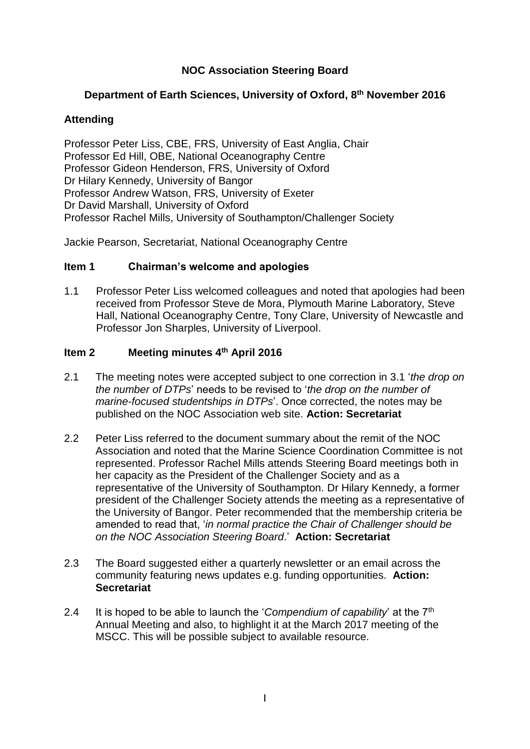# NOC Association Steering Board

## Department of Earth Sciences, University of Oxford, 8th November 2016

### Attending

Professor Peter Liss, CBE, FRS, University of East Anglia, Chair
Professor Ed Hill, OBE, National Oceanography Centre
Professor Gideon Henderson, FRS, University of Oxford
Dr Hilary Kennedy, University of Bangor
Professor Andrew Watson, FRS, University of Exeter
Dr David Marshall, University of Oxford
Professor Rachel Mills, University of Southampton/Challenger Society

Jackie Pearson, Secretariat, National Oceanography Centre

### Item 1 Chairman's welcome and apologies

1.1 Professor Peter Liss welcomed colleagues and noted that apologies had been received from Professor Steve de Mora, Plymouth Marine Laboratory, Steve Hall, National Oceanography Centre, Tony Clare, University of Newcastle and Professor Jon Sharples, University of Liverpool.

### Item 2 Meeting minutes 4th April 2016

2.1 The meeting notes were accepted subject to one correction in 3.1 '*the drop on the number of DTPs*' needs to be revised to '*the drop on the number of marine-focused studentships in DTPs*'. Once corrected, the notes may be published on the NOC Association web site. **Action: Secretariat**

2.2 Peter Liss referred to the document summary about the remit of the NOC Association and noted that the Marine Science Coordination Committee is not represented. Professor Rachel Mills attends Steering Board meetings both in her capacity as the President of the Challenger Society and as a representative of the University of Southampton. Dr Hilary Kennedy, a former president of the Challenger Society attends the meeting as a representative of the University of Bangor. Peter recommended that the membership criteria be amended to read that, '*in normal practice the Chair of Challenger should be on the NOC Association Steering Board*.' **Action: Secretariat**

2.3 The Board suggested either a quarterly newsletter or an email across the community featuring news updates e.g. funding opportunities. **Action: Secretariat**

2.4 It is hoped to be able to launch the '*Compendium of capability*' at the 7th Annual Meeting and also, to highlight it at the March 2017 meeting of the MSCC. This will be possible subject to available resource.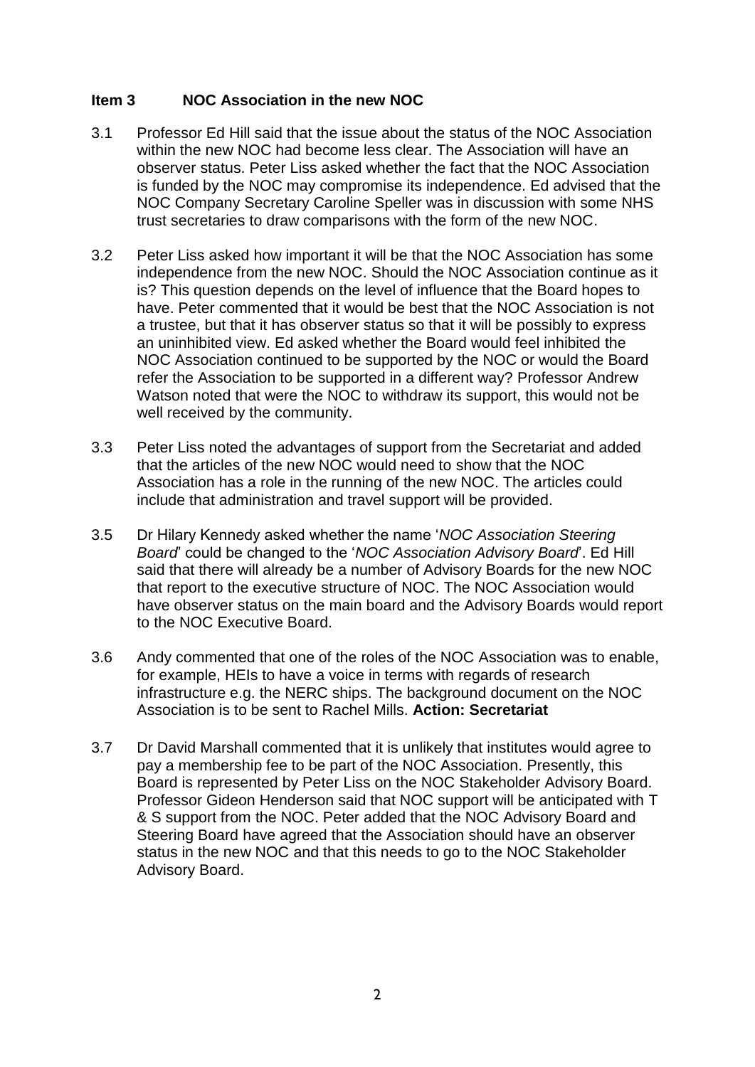**Item 3 NOC Association in the new NOC**

3.1 Professor Ed Hill said that the issue about the status of the NOC Association within the new NOC had become less clear. The Association will have an observer status. Peter Liss asked whether the fact that the NOC Association is funded by the NOC may compromise its independence. Ed advised that the NOC Company Secretary Caroline Speller was in discussion with some NHS trust secretaries to draw comparisons with the form of the new NOC.

3.2 Peter Liss asked how important it will be that the NOC Association has some independence from the new NOC. Should the NOC Association continue as it is? This question depends on the level of influence that the Board hopes to have. Peter commented that it would be best that the NOC Association is not a trustee, but that it has observer status so that it will be possibly to express an uninhibited view. Ed asked whether the Board would feel inhibited the NOC Association continued to be supported by the NOC or would the Board refer the Association to be supported in a different way? Professor Andrew Watson noted that were the NOC to withdraw its support, this would not be well received by the community.

3.3 Peter Liss noted the advantages of support from the Secretariat and added that the articles of the new NOC would need to show that the NOC Association has a role in the running of the new NOC. The articles could include that administration and travel support will be provided.

3.5 Dr Hilary Kennedy asked whether the name '*NOC Association Steering Board*' could be changed to the '*NOC Association Advisory Board*'. Ed Hill said that there will already be a number of Advisory Boards for the new NOC that report to the executive structure of NOC. The NOC Association would have observer status on the main board and the Advisory Boards would report to the NOC Executive Board.

3.6 Andy commented that one of the roles of the NOC Association was to enable, for example, HEIs to have a voice in terms with regards of research infrastructure e.g. the NERC ships. The background document on the NOC Association is to be sent to Rachel Mills. **Action: Secretariat**

3.7 Dr David Marshall commented that it is unlikely that institutes would agree to pay a membership fee to be part of the NOC Association. Presently, this Board is represented by Peter Liss on the NOC Stakeholder Advisory Board. Professor Gideon Henderson said that NOC support will be anticipated with T & S support from the NOC. Peter added that the NOC Advisory Board and Steering Board have agreed that the Association should have an observer status in the new NOC and that this needs to go to the NOC Stakeholder Advisory Board.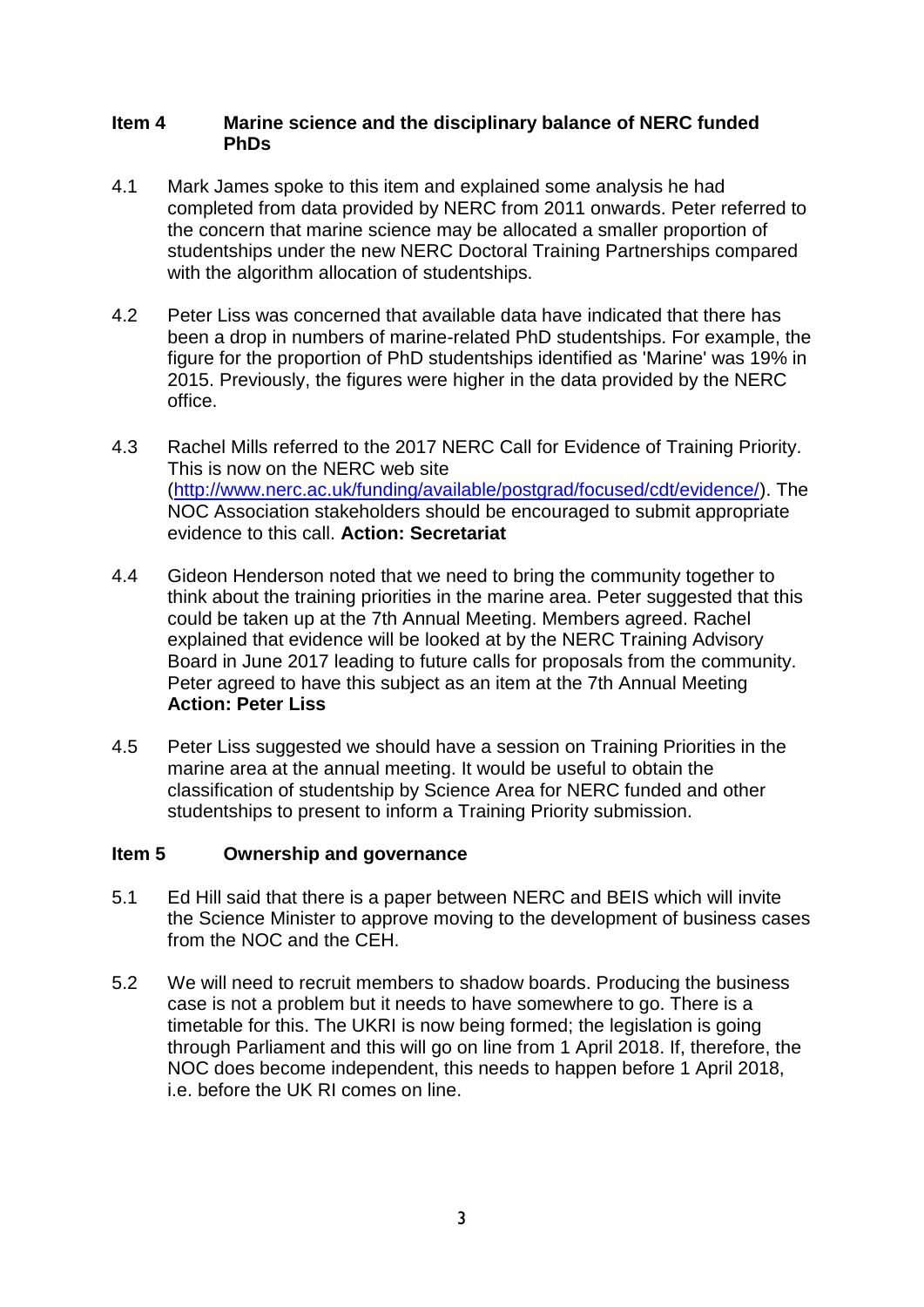**Item 4 Marine science and the disciplinary balance of NERC funded PhDs**

4.1 Mark James spoke to this item and explained some analysis he had completed from data provided by NERC from 2011 onwards. Peter referred to the concern that marine science may be allocated a smaller proportion of studentships under the new NERC Doctoral Training Partnerships compared with the algorithm allocation of studentships.

4.2 Peter Liss was concerned that available data have indicated that there has been a drop in numbers of marine-related PhD studentships. For example, the figure for the proportion of PhD studentships identified as 'Marine' was 19% in 2015. Previously, the figures were higher in the data provided by the NERC office.

4.3 Rachel Mills referred to the 2017 NERC Call for Evidence of Training Priority. This is now on the NERC web site (http://www.nerc.ac.uk/funding/available/postgrad/focused/cdt/evidence/). The NOC Association stakeholders should be encouraged to submit appropriate evidence to this call. **Action: Secretariat**

4.4 Gideon Henderson noted that we need to bring the community together to think about the training priorities in the marine area. Peter suggested that this could be taken up at the 7th Annual Meeting. Members agreed. Rachel explained that evidence will be looked at by the NERC Training Advisory Board in June 2017 leading to future calls for proposals from the community. Peter agreed to have this subject as an item at the 7th Annual Meeting **Action: Peter Liss**

4.5 Peter Liss suggested we should have a session on Training Priorities in the marine area at the annual meeting. It would be useful to obtain the classification of studentship by Science Area for NERC funded and other studentships to present to inform a Training Priority submission.

**Item 5 Ownership and governance**

5.1 Ed Hill said that there is a paper between NERC and BEIS which will invite the Science Minister to approve moving to the development of business cases from the NOC and the CEH.

5.2 We will need to recruit members to shadow boards. Producing the business case is not a problem but it needs to have somewhere to go. There is a timetable for this. The UKRI is now being formed; the legislation is going through Parliament and this will go on line from 1 April 2018. If, therefore, the NOC does become independent, this needs to happen before 1 April 2018, i.e. before the UK RI comes on line.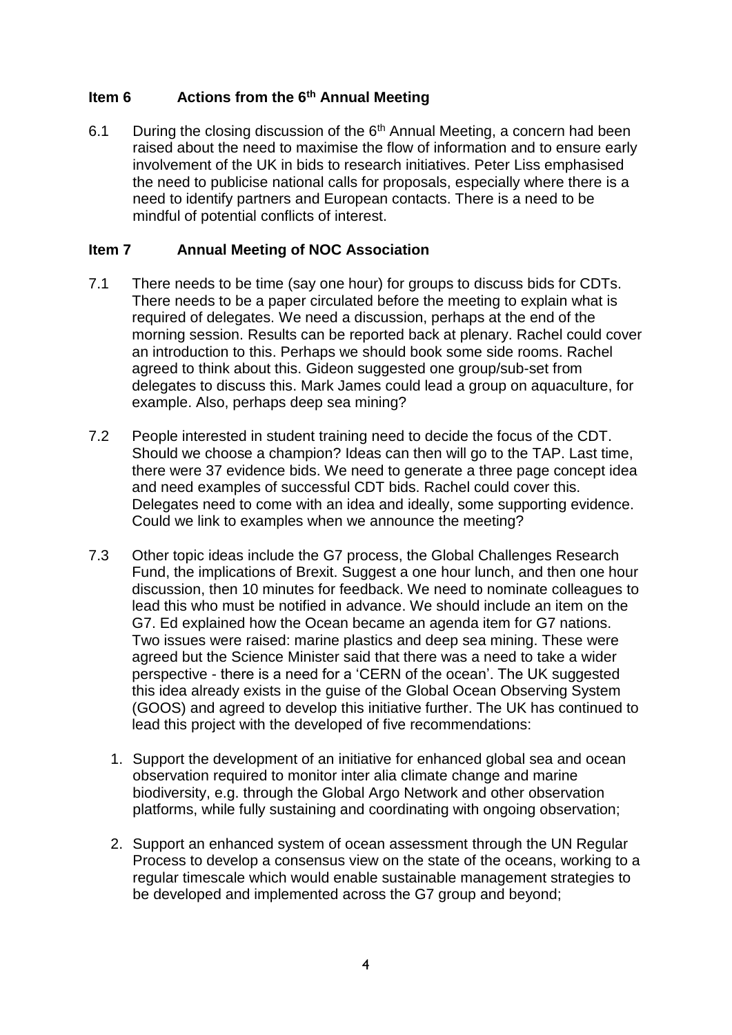## Item 6 Actions from the 6th Annual Meeting

6.1 During the closing discussion of the 6th Annual Meeting, a concern had been raised about the need to maximise the flow of information and to ensure early involvement of the UK in bids to research initiatives. Peter Liss emphasised the need to publicise national calls for proposals, especially where there is a need to identify partners and European contacts. There is a need to be mindful of potential conflicts of interest.

## Item 7 Annual Meeting of NOC Association

7.1 There needs to be time (say one hour) for groups to discuss bids for CDTs. There needs to be a paper circulated before the meeting to explain what is required of delegates. We need a discussion, perhaps at the end of the morning session. Results can be reported back at plenary. Rachel could cover an introduction to this. Perhaps we should book some side rooms. Rachel agreed to think about this. Gideon suggested one group/sub-set from delegates to discuss this. Mark James could lead a group on aquaculture, for example. Also, perhaps deep sea mining?

7.2 People interested in student training need to decide the focus of the CDT. Should we choose a champion? Ideas can then will go to the TAP. Last time, there were 37 evidence bids. We need to generate a three page concept idea and need examples of successful CDT bids. Rachel could cover this. Delegates need to come with an idea and ideally, some supporting evidence. Could we link to examples when we announce the meeting?

7.3 Other topic ideas include the G7 process, the Global Challenges Research Fund, the implications of Brexit. Suggest a one hour lunch, and then one hour discussion, then 10 minutes for feedback. We need to nominate colleagues to lead this who must be notified in advance. We should include an item on the G7. Ed explained how the Ocean became an agenda item for G7 nations. Two issues were raised: marine plastics and deep sea mining. These were agreed but the Science Minister said that there was a need to take a wider perspective - there is a need for a 'CERN of the ocean'. The UK suggested this idea already exists in the guise of the Global Ocean Observing System (GOOS) and agreed to develop this initiative further. The UK has continued to lead this project with the developed of five recommendations:

1. Support the development of an initiative for enhanced global sea and ocean observation required to monitor inter alia climate change and marine biodiversity, e.g. through the Global Argo Network and other observation platforms, while fully sustaining and coordinating with ongoing observation;

2. Support an enhanced system of ocean assessment through the UN Regular Process to develop a consensus view on the state of the oceans, working to a regular timescale which would enable sustainable management strategies to be developed and implemented across the G7 group and beyond;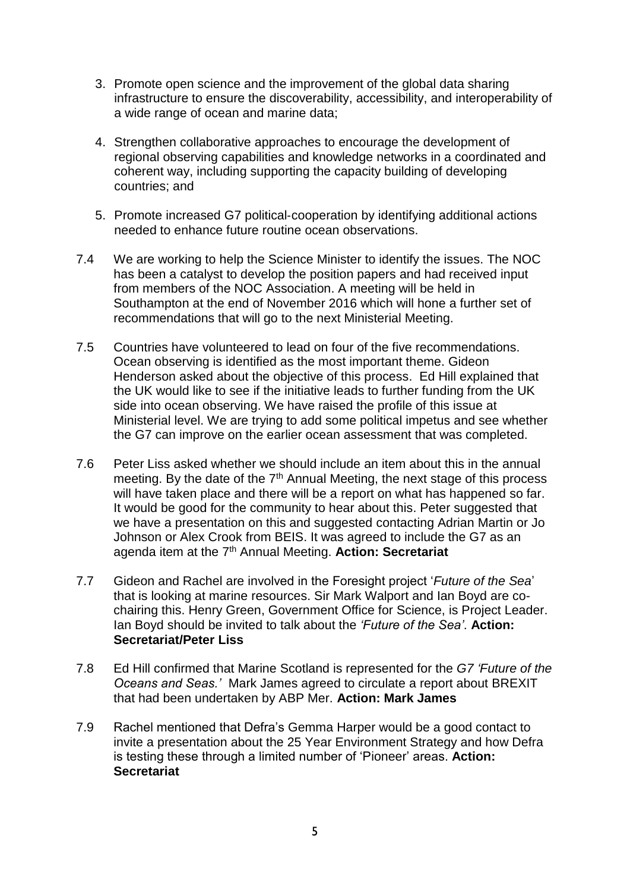3. Promote open science and the improvement of the global data sharing infrastructure to ensure the discoverability, accessibility, and interoperability of a wide range of ocean and marine data;

4. Strengthen collaborative approaches to encourage the development of regional observing capabilities and knowledge networks in a coordinated and coherent way, including supporting the capacity building of developing countries; and

5. Promote increased G7 political-cooperation by identifying additional actions needed to enhance future routine ocean observations.

7.4 We are working to help the Science Minister to identify the issues. The NOC has been a catalyst to develop the position papers and had received input from members of the NOC Association. A meeting will be held in Southampton at the end of November 2016 which will hone a further set of recommendations that will go to the next Ministerial Meeting.

7.5 Countries have volunteered to lead on four of the five recommendations. Ocean observing is identified as the most important theme. Gideon Henderson asked about the objective of this process. Ed Hill explained that the UK would like to see if the initiative leads to further funding from the UK side into ocean observing. We have raised the profile of this issue at Ministerial level. We are trying to add some political impetus and see whether the G7 can improve on the earlier ocean assessment that was completed.

7.6 Peter Liss asked whether we should include an item about this in the annual meeting. By the date of the 7th Annual Meeting, the next stage of this process will have taken place and there will be a report on what has happened so far. It would be good for the community to hear about this. Peter suggested that we have a presentation on this and suggested contacting Adrian Martin or Jo Johnson or Alex Crook from BEIS. It was agreed to include the G7 as an agenda item at the 7th Annual Meeting. **Action: Secretariat**

7.7 Gideon and Rachel are involved in the Foresight project '*Future of the Sea*' that is looking at marine resources. Sir Mark Walport and Ian Boyd are co-chairing this. Henry Green, Government Office for Science, is Project Leader. Ian Boyd should be invited to talk about the *'Future of the Sea'*. **Action: Secretariat/Peter Liss**

7.8 Ed Hill confirmed that Marine Scotland is represented for the *G7 'Future of the Oceans and Seas.'* Mark James agreed to circulate a report about BREXIT that had been undertaken by ABP Mer. **Action: Mark James**

7.9 Rachel mentioned that Defra's Gemma Harper would be a good contact to invite a presentation about the 25 Year Environment Strategy and how Defra is testing these through a limited number of 'Pioneer' areas. **Action: Secretariat**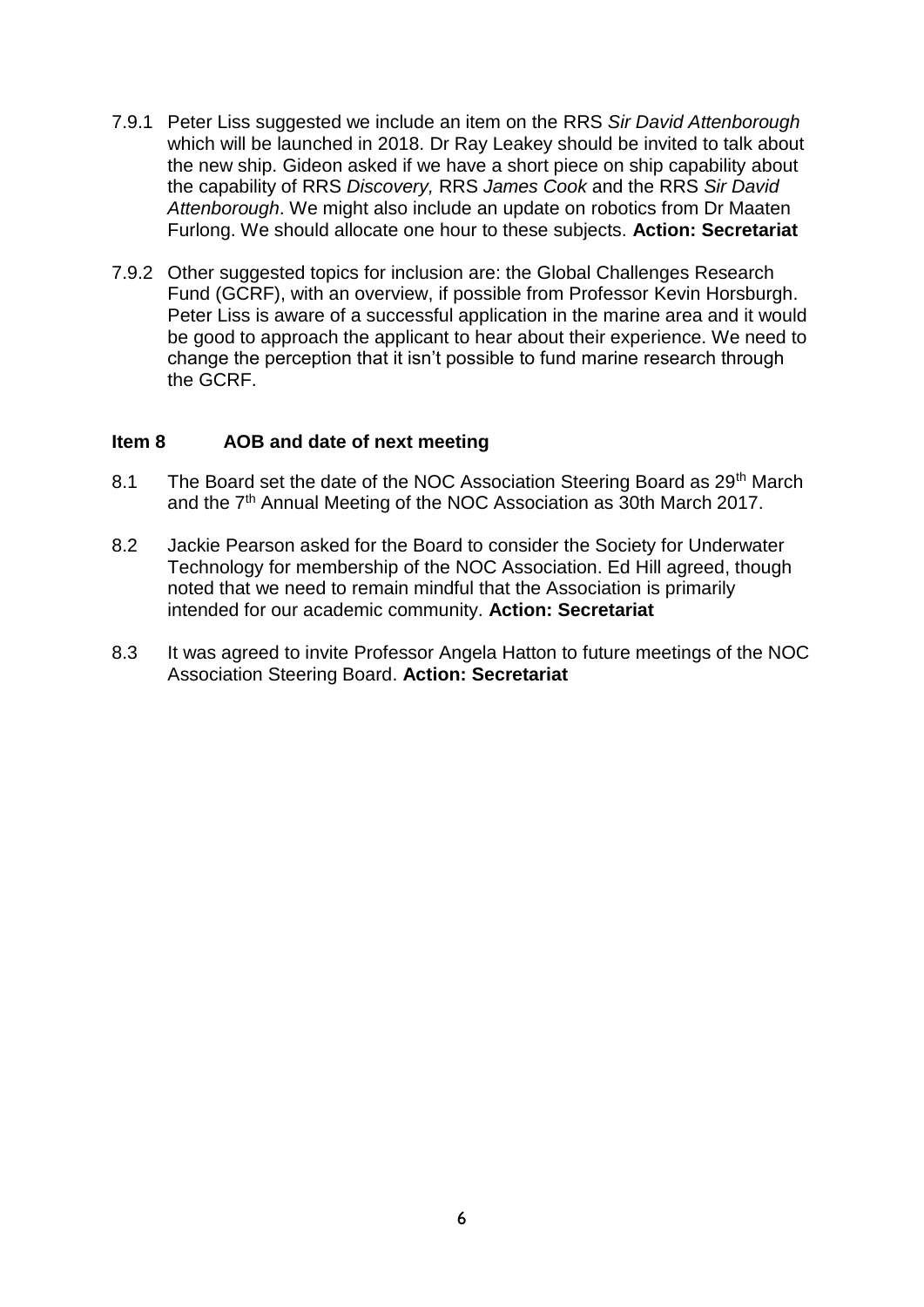7.9.1 Peter Liss suggested we include an item on the RRS *Sir David Attenborough* which will be launched in 2018. Dr Ray Leakey should be invited to talk about the new ship. Gideon asked if we have a short piece on ship capability about the capability of RRS *Discovery,* RRS *James Cook* and the RRS *Sir David Attenborough*. We might also include an update on robotics from Dr Maaten Furlong. We should allocate one hour to these subjects. **Action: Secretariat**

7.9.2 Other suggested topics for inclusion are: the Global Challenges Research Fund (GCRF), with an overview, if possible from Professor Kevin Horsburgh. Peter Liss is aware of a successful application in the marine area and it would be good to approach the applicant to hear about their experience. We need to change the perception that it isn't possible to fund marine research through the GCRF.

### Item 8 AOB and date of next meeting

8.1 The Board set the date of the NOC Association Steering Board as 29th March and the 7th Annual Meeting of the NOC Association as 30th March 2017.

8.2 Jackie Pearson asked for the Board to consider the Society for Underwater Technology for membership of the NOC Association. Ed Hill agreed, though noted that we need to remain mindful that the Association is primarily intended for our academic community. **Action: Secretariat**

8.3 It was agreed to invite Professor Angela Hatton to future meetings of the NOC Association Steering Board. **Action: Secretariat**